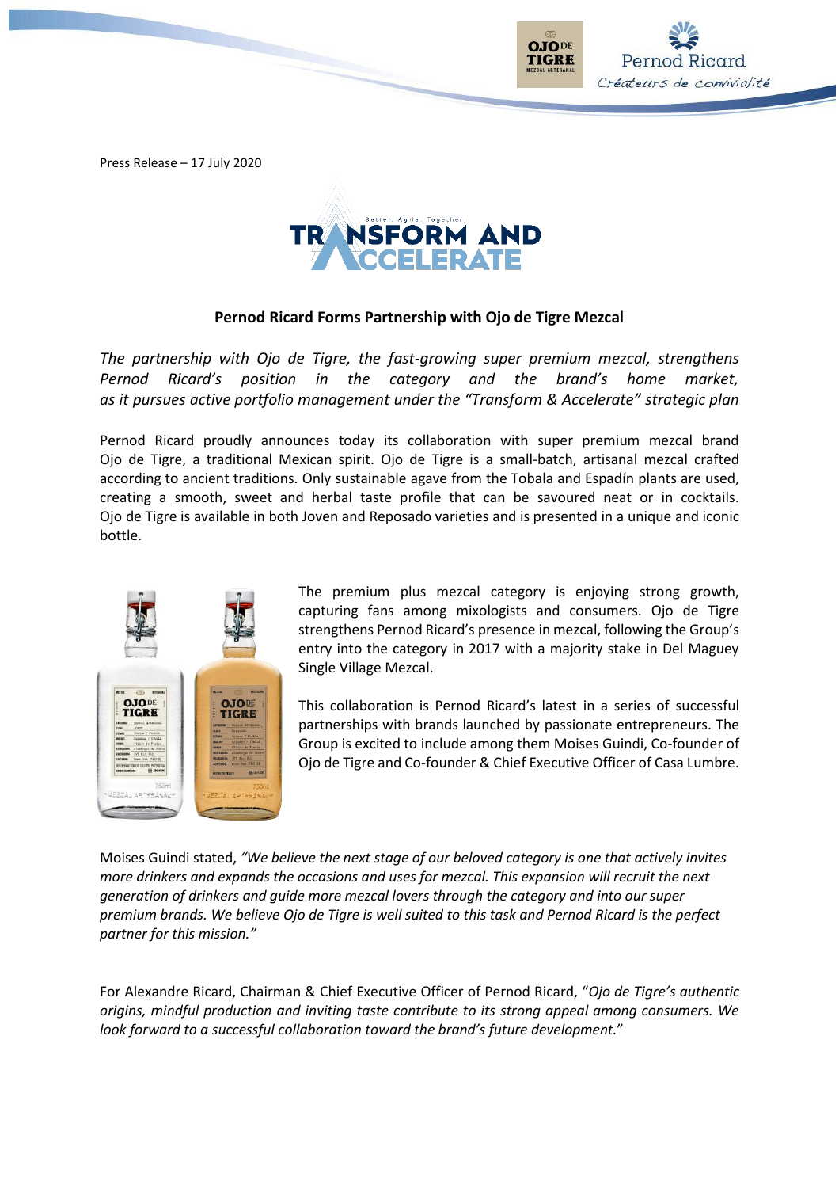Press Release – 17 July 2020

## Pernod Ricard Forms Partnership with Ojo de Tigre Mezcal

*The partnership with Ojo de Tigre, the fast-growing super premium mezcal, strengthens Pernod Ricard's position in the category and the brand's home market, as it pursues active portfolio management under the "Transform & Accelerate" strategic plan*

Pernod Ricard proudly announces today its collaboration with super premium mezcal brand Ojo de Tigre, a traditional Mexican spirit. Ojo de Tigre is a small-batch, artisanal mezcal crafted according to ancient traditions. Only sustainable agave from the Tobala and Espadín plants are used, creating a smooth, sweet and herbal taste profile that can be savoured neat or in cocktails. Ojo de Tigre is available in both Joven and Reposado varieties and is presented in a unique and iconic bottle.

The premium plus mezcal category is enjoying strong growth, capturing fans among mixologists and consumers. Ojo de Tigre strengthens Pernod Ricard's presence in mezcal, following the Group's entry into the category in 2017 with a majority stake in Del Maguey Single Village Mezcal.

This collaboration is Pernod Ricard's latest in a series of successful partnerships with brands launched by passionate entrepreneurs. The Group is excited to include among them Moises Guindi, Co-founder of Ojo de Tigre and Co-founder & Chief Executive Officer of Casa Lumbre.

Moises Guindi stated, *"We believe the next stage of our beloved category is one that actively invites more drinkers and expands the occasions and uses for mezcal. This expansion will recruit the next generation of drinkers and guide more mezcal lovers through the category and into our super premium brands. We believe Ojo de Tigre is well suited to this task and Pernod Ricard is the perfect partner for this mission."*

For Alexandre Ricard, Chairman & Chief Executive Officer of Pernod Ricard, "*Ojo de Tigre's authentic origins, mindful production and inviting taste contribute to its strong appeal among consumers. We look forward to a successful collaboration toward the brand's future development.*"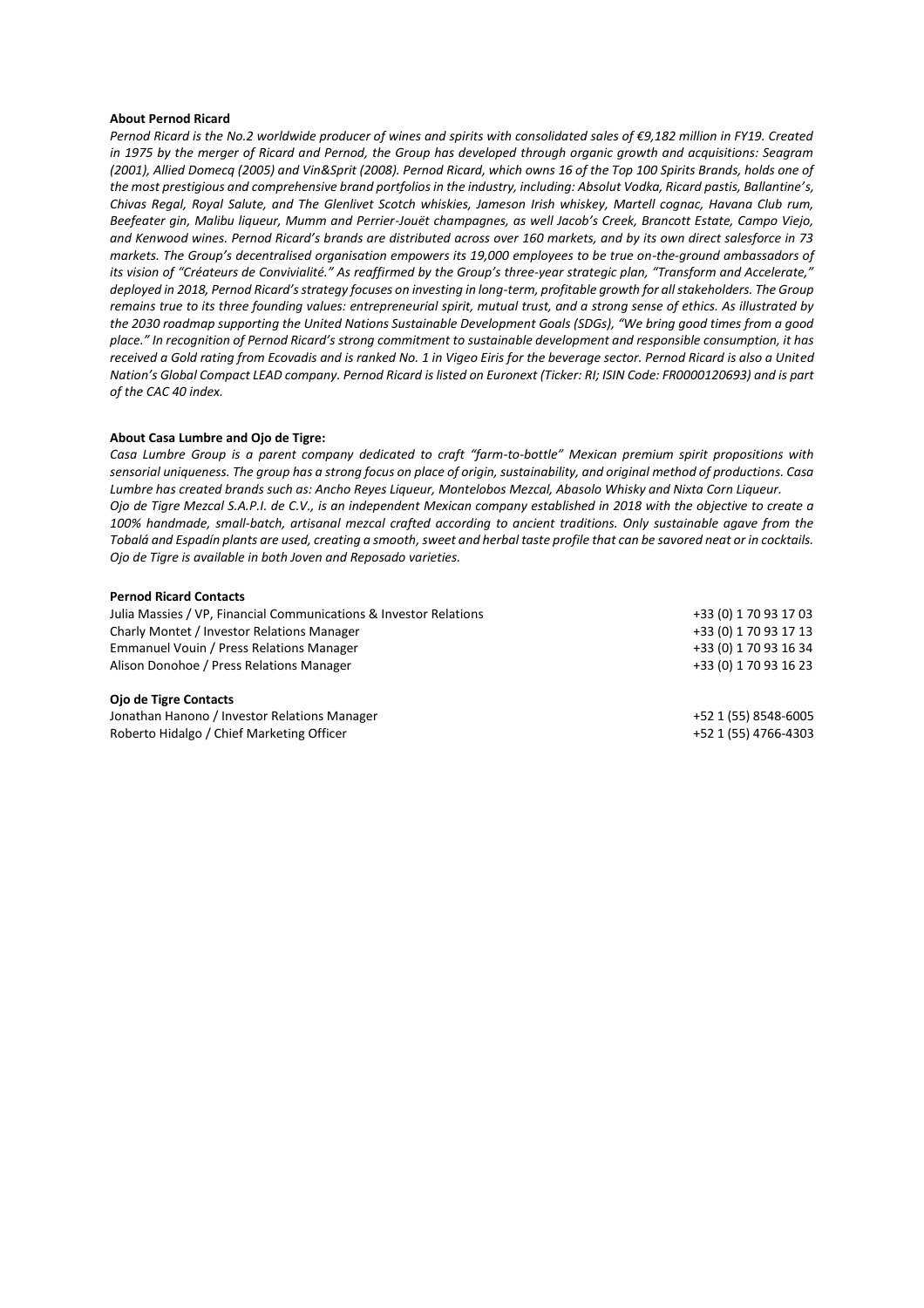**About Pernod Ricard**

*Pernod Ricard is the No.2 worldwide producer of wines and spirits with consolidated sales of €9,182 million in FY19. Created in 1975 by the merger of Ricard and Pernod, the Group has developed through organic growth and acquisitions: Seagram (2001), Allied Domecq (2005) and Vin&Sprit (2008). Pernod Ricard, which owns 16 of the Top 100 Spirits Brands, holds one of the most prestigious and comprehensive brand portfolios in the industry, including: Absolut Vodka, Ricard pastis, Ballantine's, Chivas Regal, Royal Salute, and The Glenlivet Scotch whiskies, Jameson Irish whiskey, Martell cognac, Havana Club rum, Beefeater gin, Malibu liqueur, Mumm and Perrier-Jouët champagnes, as well Jacob's Creek, Brancott Estate, Campo Viejo, and Kenwood wines. Pernod Ricard's brands are distributed across over 160 markets, and by its own direct salesforce in 73 markets. The Group's decentralised organisation empowers its 19,000 employees to be true on-the-ground ambassadors of its vision of "Créateurs de Convivialité." As reaffirmed by the Group's three-year strategic plan, "Transform and Accelerate," deployed in 2018, Pernod Ricard's strategy focuses on investing in long-term, profitable growth for all stakeholders. The Group remains true to its three founding values: entrepreneurial spirit, mutual trust, and a strong sense of ethics. As illustrated by the 2030 roadmap supporting the United Nations Sustainable Development Goals (SDGs), "We bring good times from a good place." In recognition of Pernod Ricard's strong commitment to sustainable development and responsible consumption, it has received a Gold rating from Ecovadis and is ranked No. 1 in Vigeo Eiris for the beverage sector. Pernod Ricard is also a United Nation's Global Compact LEAD company. Pernod Ricard is listed on Euronext (Ticker: RI; ISIN Code: FR0000120693) and is part of the CAC 40 index.*

**About Casa Lumbre and Ojo de Tigre:**

*Casa Lumbre Group is a parent company dedicated to craft "farm-to-bottle" Mexican premium spirit propositions with sensorial uniqueness. The group has a strong focus on place of origin, sustainability, and original method of productions. Casa Lumbre has created brands such as: Ancho Reyes Liqueur, Montelobos Mezcal, Abasolo Whisky and Nixta Corn Liqueur.*

*Ojo de Tigre Mezcal S.A.P.I. de C.V., is an independent Mexican company established in 2018 with the objective to create a 100% handmade, small-batch, artisanal mezcal crafted according to ancient traditions. Only sustainable agave from the Tobalá and Espadín plants are used, creating a smooth, sweet and herbal taste profile that can be savored neat or in cocktails. Ojo de Tigre is available in both Joven and Reposado varieties.*

**Pernod Ricard Contacts**

| | |
|---|---|
| Julia Massies / VP, Financial Communications & Investor Relations | +33 (0) 1 70 93 17 03 |
| Charly Montet / Investor Relations Manager | +33 (0) 1 70 93 17 13 |
| Emmanuel Vouin / Press Relations Manager | +33 (0) 1 70 93 16 34 |
| Alison Donohoe / Press Relations Manager | +33 (0) 1 70 93 16 23 |

**Ojo de Tigre Contacts**

| | |
|---|---|
| Jonathan Hanono / Investor Relations Manager | +52 1 (55) 8548-6005 |
| Roberto Hidalgo / Chief Marketing Officer | +52 1 (55) 4766-4303 |